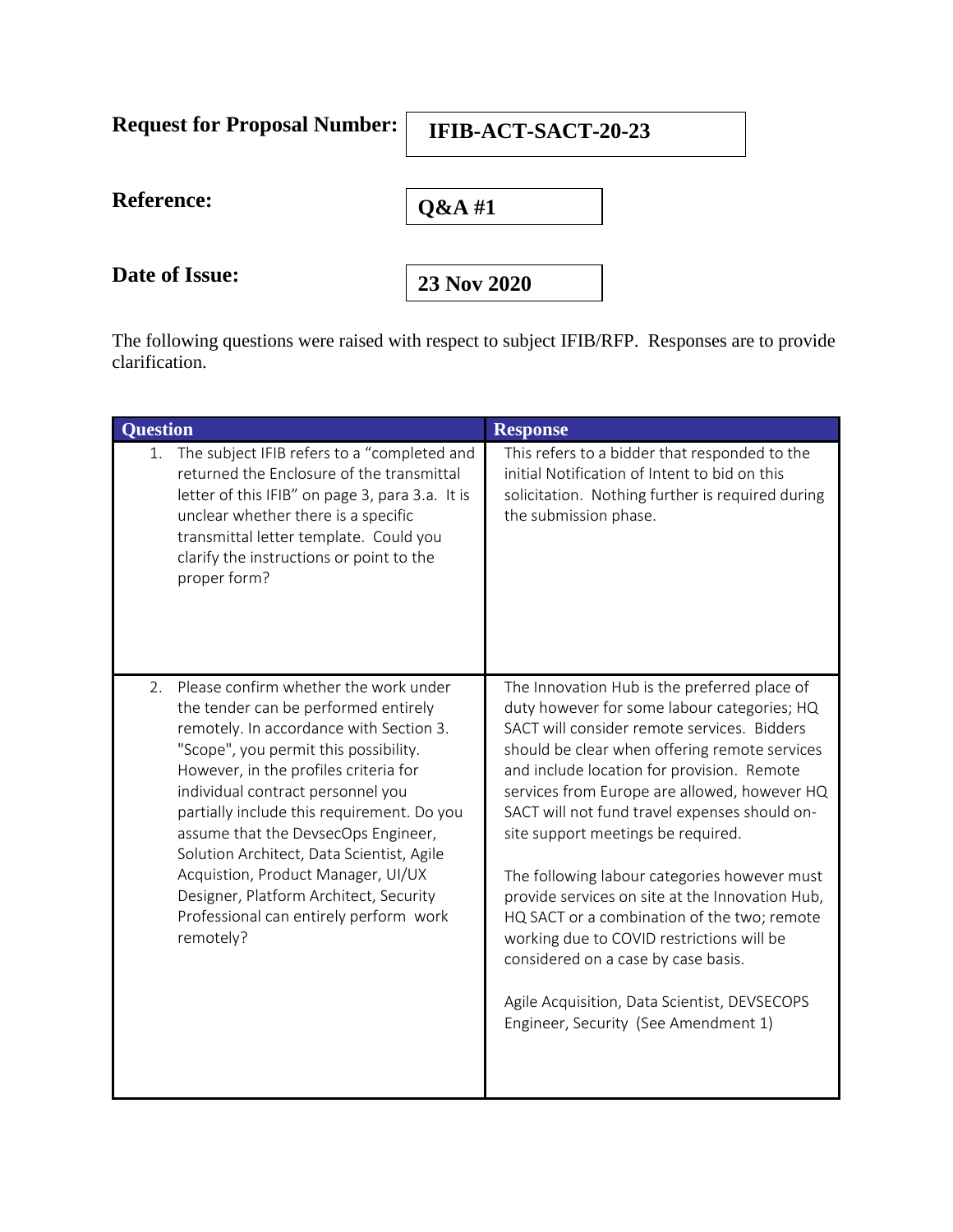**Request for Proposal Number:** IFIB-ACT-SACT-20-23

**Reference:** Q&A #1

**Date of Issue:** 23 Nov 2020

The following questions were raised with respect to subject IFIB/RFP. Responses are to provide clarification.

| Question | Response |
|---|---|
| 1. The subject IFIB refers to a "completed and returned the Enclosure of the transmittal letter of this IFIB" on page 3, para 3.a. It is unclear whether there is a specific transmittal letter template. Could you clarify the instructions or point to the proper form? | This refers to a bidder that responded to the initial Notification of Intent to bid on this solicitation. Nothing further is required during the submission phase. |
| 2. Please confirm whether the work under the tender can be performed entirely remotely. In accordance with Section 3. "Scope", you permit this possibility. However, in the profiles criteria for individual contract personnel you partially include this requirement. Do you assume that the DevsecOps Engineer, Solution Architect, Data Scientist, Agile Acquistion, Product Manager, UI/UX Designer, Platform Architect, Security Professional can entirely perform work remotely? | The Innovation Hub is the preferred place of duty however for some labour categories; HQ SACT will consider remote services. Bidders should be clear when offering remote services and include location for provision. Remote services from Europe are allowed, however HQ SACT will not fund travel expenses should on-site support meetings be required.<br><br>The following labour categories however must provide services on site at the Innovation Hub, HQ SACT or a combination of the two; remote working due to COVID restrictions will be considered on a case by case basis.<br><br>Agile Acquisition, Data Scientist, DEVSECOPS Engineer, Security (See Amendment 1) |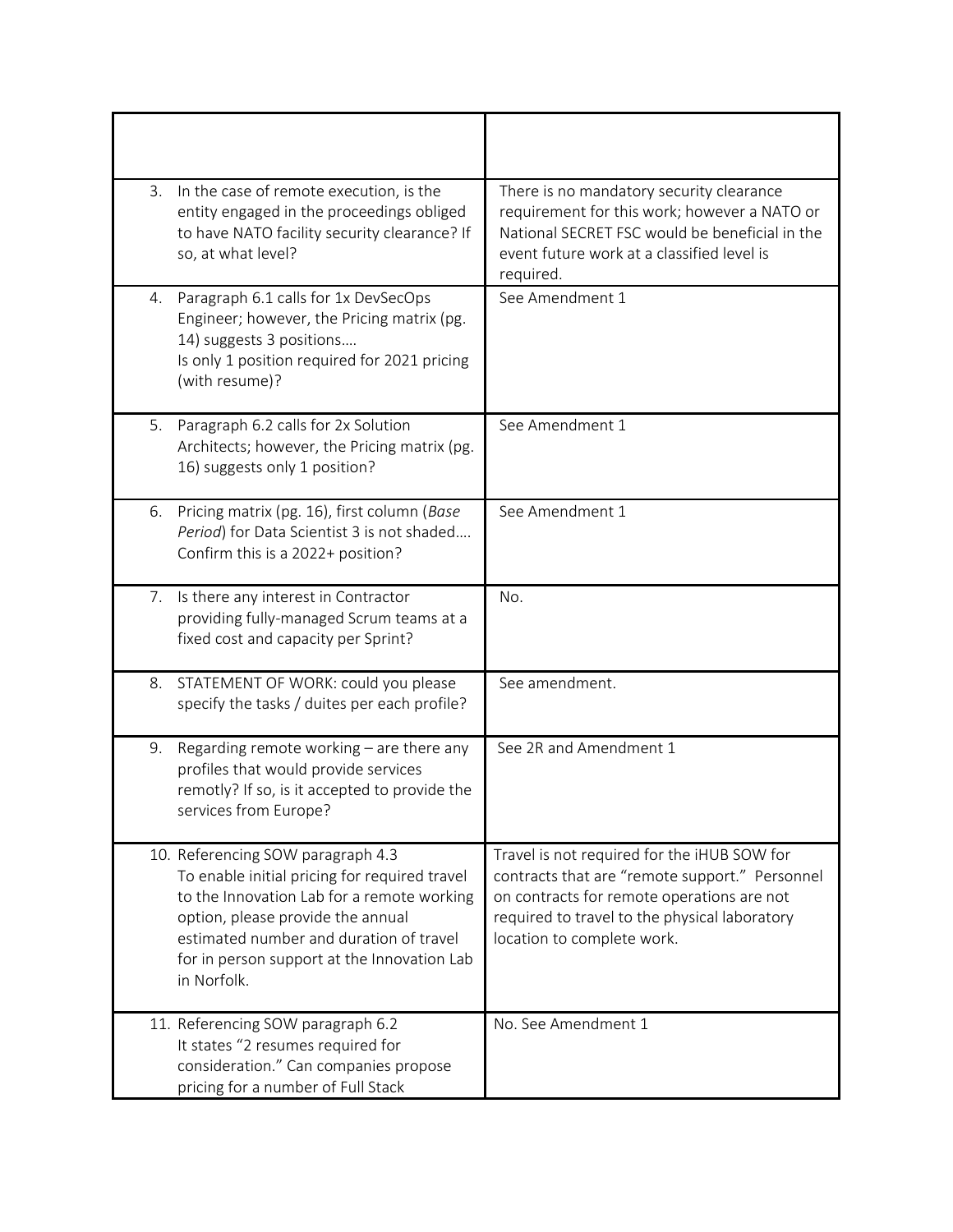| | |
|---|---|
| 3. In the case of remote execution, is the entity engaged in the proceedings obliged to have NATO facility security clearance? If so, at what level? | There is no mandatory security clearance requirement for this work; however a NATO or National SECRET FSC would be beneficial in the event future work at a classified level is required. |
| 4. Paragraph 6.1 calls for 1x DevSecOps Engineer; however, the Pricing matrix (pg. 14) suggests 3 positions…. Is only 1 position required for 2021 pricing (with resume)? | See Amendment 1 |
| 5. Paragraph 6.2 calls for 2x Solution Architects; however, the Pricing matrix (pg. 16) suggests only 1 position? | See Amendment 1 |
| 6. Pricing matrix (pg. 16), first column (*Base Period*) for Data Scientist 3 is not shaded…. Confirm this is a 2022+ position? | See Amendment 1 |
| 7. Is there any interest in Contractor providing fully-managed Scrum teams at a fixed cost and capacity per Sprint? | No. |
| 8. STATEMENT OF WORK: could you please specify the tasks / duites per each profile? | See amendment. |
| 9. Regarding remote working – are there any profiles that would provide services remotly? If so, is it accepted to provide the services from Europe? | See 2R and Amendment 1 |
| 10. Referencing SOW paragraph 4.3 To enable initial pricing for required travel to the Innovation Lab for a remote working option, please provide the annual estimated number and duration of travel for in person support at the Innovation Lab in Norfolk. | Travel is not required for the iHUB SOW for contracts that are "remote support." Personnel on contracts for remote operations are not required to travel to the physical laboratory location to complete work. |
| 11. Referencing SOW paragraph 6.2 It states "2 resumes required for consideration." Can companies propose pricing for a number of Full Stack | No. See Amendment 1 |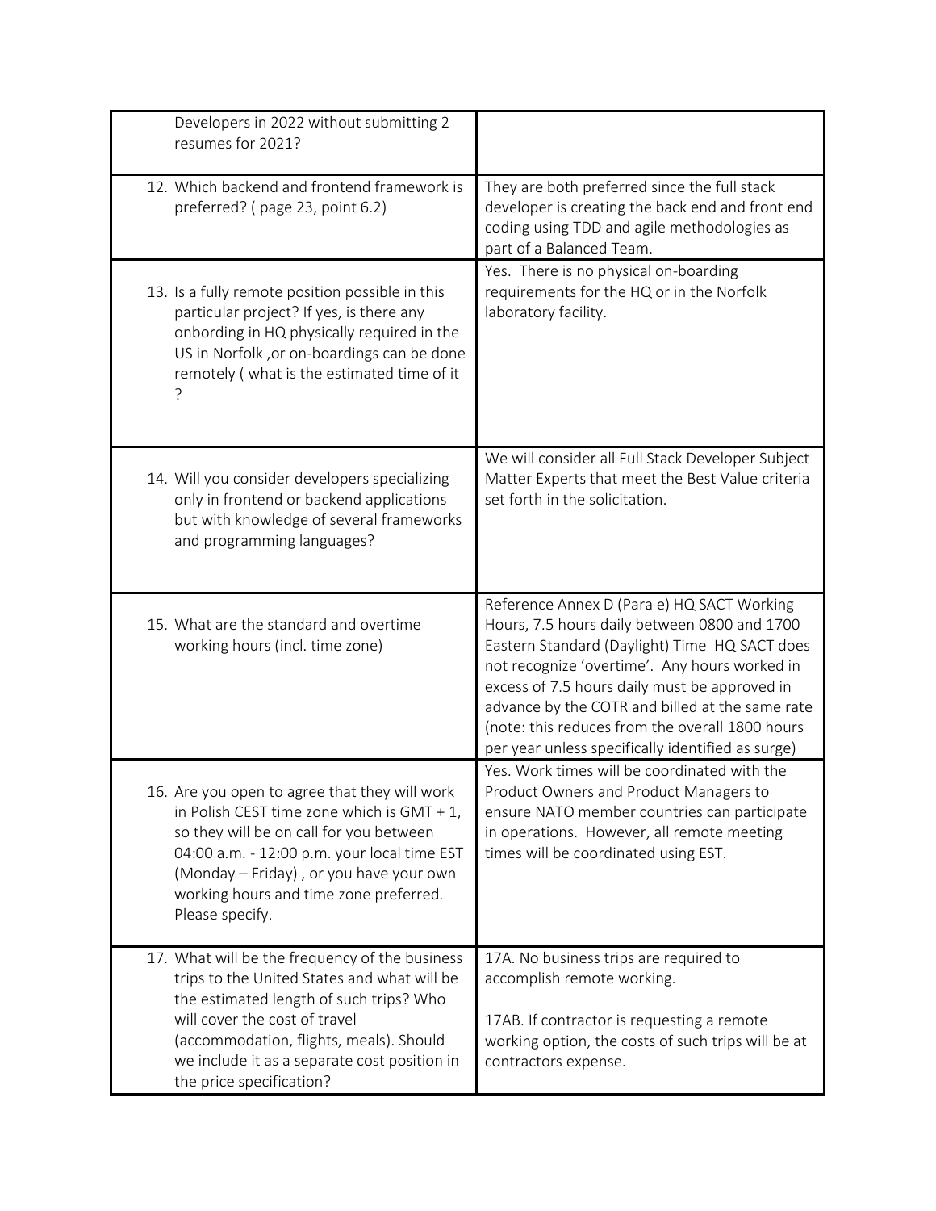| | |
|---|---|
| Developers in 2022 without submitting 2 resumes for 2021? | |
| 12. Which backend and frontend framework is preferred? ( page 23, point 6.2) | They are both preferred since the full stack developer is creating the back end and front end coding using TDD and agile methodologies as part of a Balanced Team. |
| 13. Is a fully remote position possible in this particular project? If yes, is there any onbording in HQ physically required in the US in Norfolk ,or on-boardings can be done remotely ( what is the estimated time of it ? | Yes. There is no physical on-boarding requirements for the HQ or in the Norfolk laboratory facility. |
| 14. Will you consider developers specializing only in frontend or backend applications but with knowledge of several frameworks and programming languages? | We will consider all Full Stack Developer Subject Matter Experts that meet the Best Value criteria set forth in the solicitation. |
| 15. What are the standard and overtime working hours (incl. time zone) | Reference Annex D (Para e) HQ SACT Working Hours, 7.5 hours daily between 0800 and 1700 Eastern Standard (Daylight) Time HQ SACT does not recognize 'overtime'. Any hours worked in excess of 7.5 hours daily must be approved in advance by the COTR and billed at the same rate (note: this reduces from the overall 1800 hours per year unless specifically identified as surge) |
| 16. Are you open to agree that they will work in Polish CEST time zone which is GMT + 1, so they will be on call for you between 04:00 a.m. - 12:00 p.m. your local time EST (Monday – Friday) , or you have your own working hours and time zone preferred. Please specify. | Yes. Work times will be coordinated with the Product Owners and Product Managers to ensure NATO member countries can participate in operations. However, all remote meeting times will be coordinated using EST. |
| 17. What will be the frequency of the business trips to the United States and what will be the estimated length of such trips? Who will cover the cost of travel (accommodation, flights, meals). Should we include it as a separate cost position in the price specification? | 17A. No business trips are required to accomplish remote working.<br><br>17AB. If contractor is requesting a remote working option, the costs of such trips will be at contractors expense. |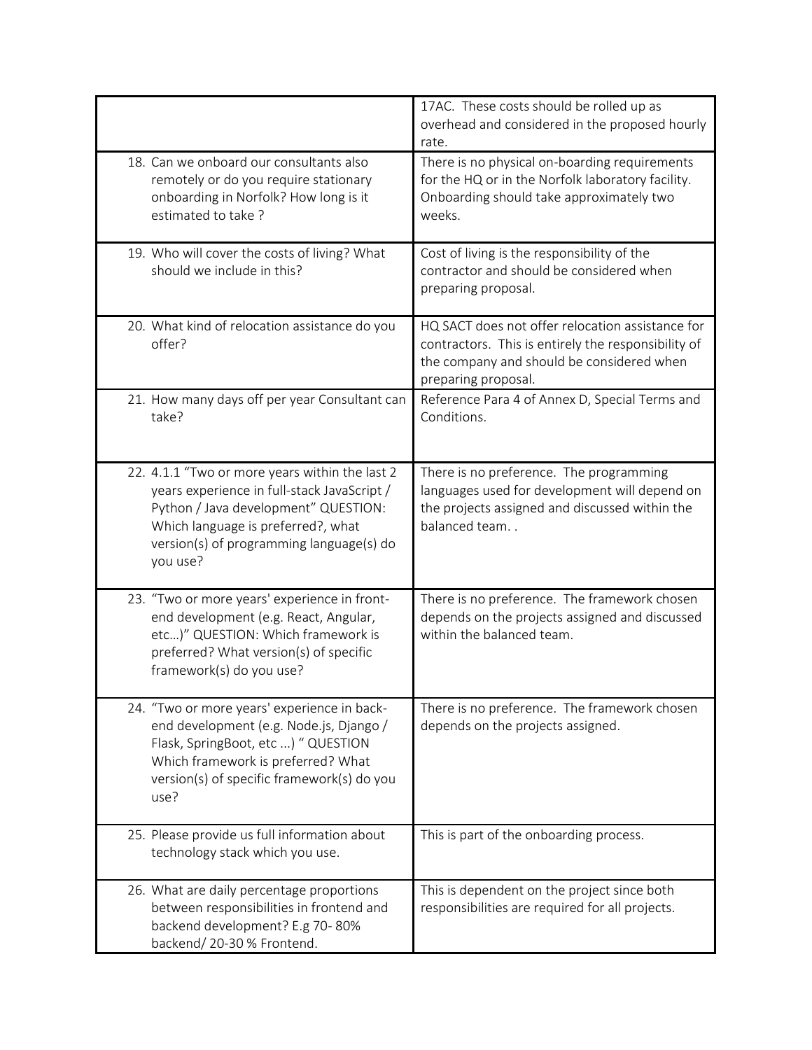| | |
|---|---|
| | 17AC. These costs should be rolled up as overhead and considered in the proposed hourly rate. |
| 18. Can we onboard our consultants also remotely or do you require stationary onboarding in Norfolk? How long is it estimated to take ? | There is no physical on-boarding requirements for the HQ or in the Norfolk laboratory facility. Onboarding should take approximately two weeks. |
| 19. Who will cover the costs of living? What should we include in this? | Cost of living is the responsibility of the contractor and should be considered when preparing proposal. |
| 20. What kind of relocation assistance do you offer? | HQ SACT does not offer relocation assistance for contractors. This is entirely the responsibility of the company and should be considered when preparing proposal. |
| 21. How many days off per year Consultant can take? | Reference Para 4 of Annex D, Special Terms and Conditions. |
| 22. 4.1.1 "Two or more years within the last 2 years experience in full-stack JavaScript / Python / Java development" QUESTION: Which language is preferred?, what version(s) of programming language(s) do you use? | There is no preference. The programming languages used for development will depend on the projects assigned and discussed within the balanced team. . |
| 23. "Two or more years' experience in front-end development (e.g. React, Angular, etc…)" QUESTION: Which framework is preferred? What version(s) of specific framework(s) do you use? | There is no preference. The framework chosen depends on the projects assigned and discussed within the balanced team. |
| 24. "Two or more years' experience in back-end development (e.g. Node.js, Django / Flask, SpringBoot, etc ...) " QUESTION Which framework is preferred? What version(s) of specific framework(s) do you use? | There is no preference. The framework chosen depends on the projects assigned. |
| 25. Please provide us full information about technology stack which you use. | This is part of the onboarding process. |
| 26. What are daily percentage proportions between responsibilities in frontend and backend development? E.g 70- 80% backend/ 20-30 % Frontend. | This is dependent on the project since both responsibilities are required for all projects. |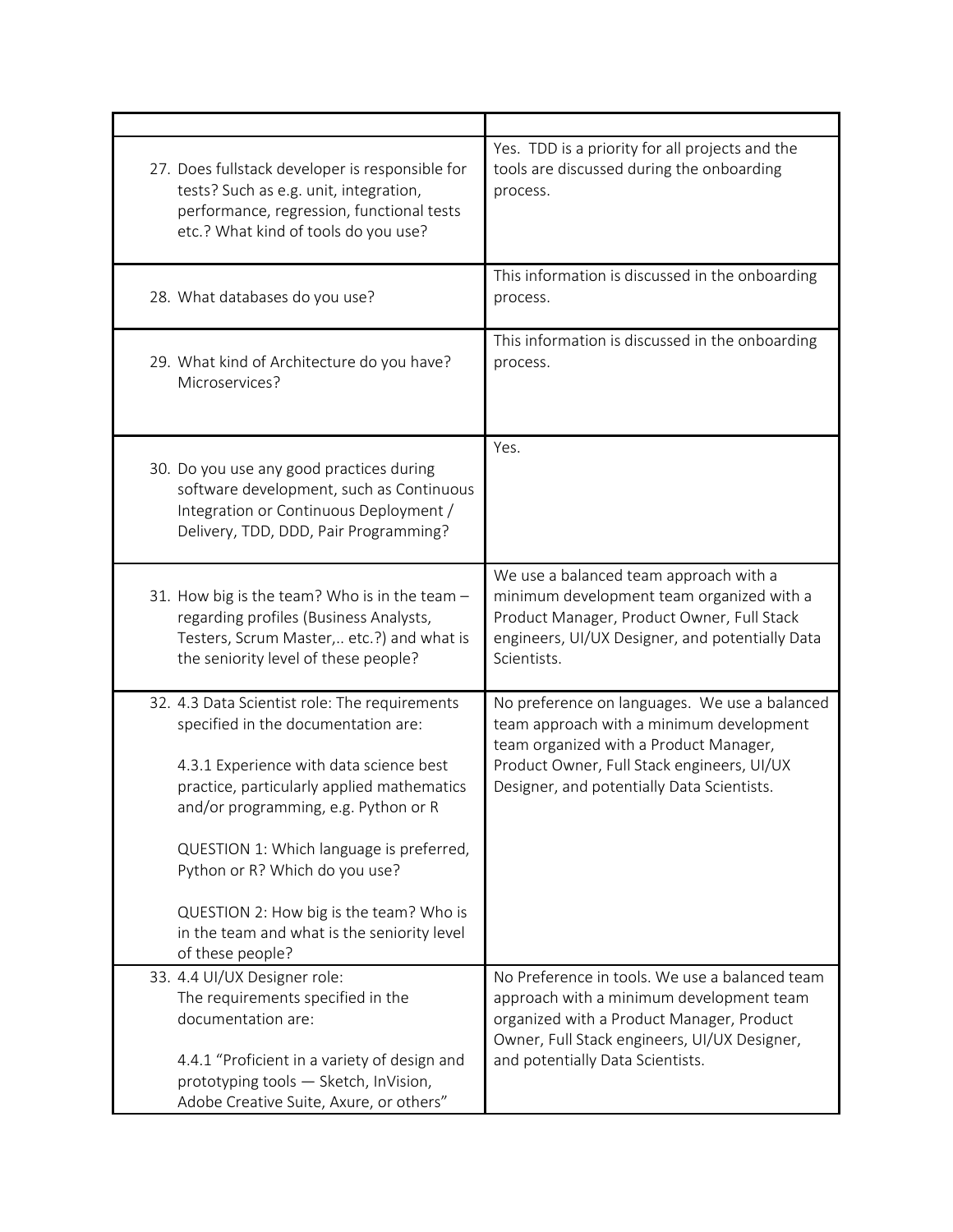| | |
|---|---|
| 27. Does fullstack developer is responsible for tests? Such as e.g. unit, integration, performance, regression, functional tests etc.? What kind of tools do you use? | Yes. TDD is a priority for all projects and the tools are discussed during the onboarding process. |
| 28. What databases do you use? | This information is discussed in the onboarding process. |
| 29. What kind of Architecture do you have? Microservices? | This information is discussed in the onboarding process. |
| 30. Do you use any good practices during software development, such as Continuous Integration or Continuous Deployment / Delivery, TDD, DDD, Pair Programming? | Yes. |
| 31. How big is the team? Who is in the team – regarding profiles (Business Analysts, Testers, Scrum Master,.. etc.?) and what is the seniority level of these people? | We use a balanced team approach with a minimum development team organized with a Product Manager, Product Owner, Full Stack engineers, UI/UX Designer, and potentially Data Scientists. |
| 32. 4.3 Data Scientist role: The requirements specified in the documentation are:<br><br>4.3.1 Experience with data science best practice, particularly applied mathematics and/or programming, e.g. Python or R<br><br>QUESTION 1: Which language is preferred, Python or R? Which do you use?<br><br>QUESTION 2: How big is the team? Who is in the team and what is the seniority level of these people? | No preference on languages. We use a balanced team approach with a minimum development team organized with a Product Manager, Product Owner, Full Stack engineers, UI/UX Designer, and potentially Data Scientists. |
| 33. 4.4 UI/UX Designer role:<br>The requirements specified in the documentation are:<br><br>4.4.1 "Proficient in a variety of design and prototyping tools — Sketch, InVision, Adobe Creative Suite, Axure, or others" | No Preference in tools. We use a balanced team approach with a minimum development team organized with a Product Manager, Product Owner, Full Stack engineers, UI/UX Designer, and potentially Data Scientists. |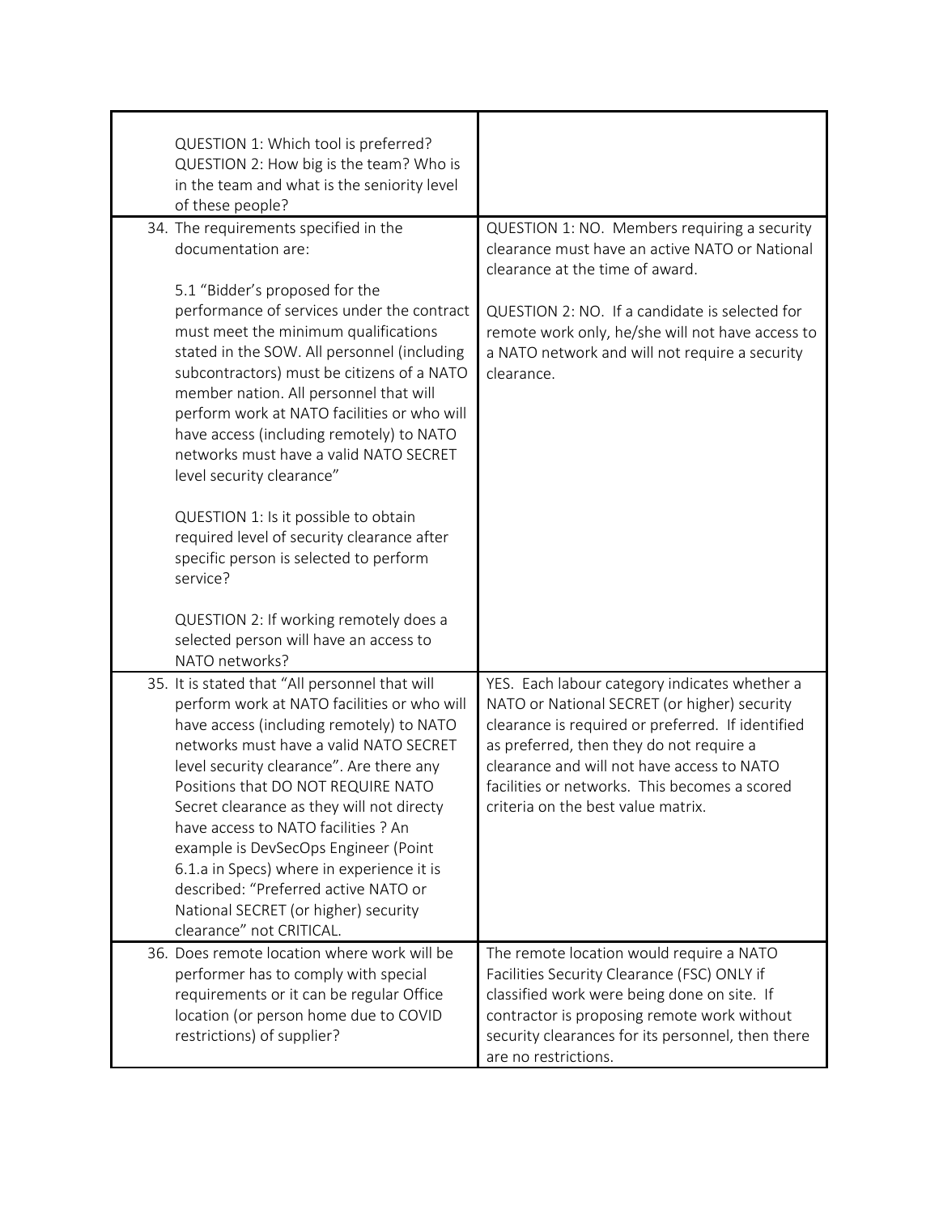| | |
|---|---|
| QUESTION 1: Which tool is preferred?<br>QUESTION 2: How big is the team? Who is in the team and what is the seniority level of these people? | |
| 34. The requirements specified in the documentation are:<br><br>5.1 "Bidder's proposed for the performance of services under the contract must meet the minimum qualifications stated in the SOW. All personnel (including subcontractors) must be citizens of a NATO member nation. All personnel that will perform work at NATO facilities or who will have access (including remotely) to NATO networks must have a valid NATO SECRET level security clearance"<br><br>QUESTION 1: Is it possible to obtain required level of security clearance after specific person is selected to perform service?<br><br>QUESTION 2: If working remotely does a selected person will have an access to NATO networks? | QUESTION 1: NO. Members requiring a security clearance must have an active NATO or National clearance at the time of award.<br><br>QUESTION 2: NO. If a candidate is selected for remote work only, he/she will not have access to a NATO network and will not require a security clearance. |
| 35. It is stated that "All personnel that will perform work at NATO facilities or who will have access (including remotely) to NATO networks must have a valid NATO SECRET level security clearance". Are there any Positions that DO NOT REQUIRE NATO Secret clearance as they will not directy have access to NATO facilities ? An example is DevSecOps Engineer (Point 6.1.a in Specs) where in experience it is described: "Preferred active NATO or National SECRET (or higher) security clearance" not CRITICAL. | YES. Each labour category indicates whether a NATO or National SECRET (or higher) security clearance is required or preferred. If identified as preferred, then they do not require a clearance and will not have access to NATO facilities or networks. This becomes a scored criteria on the best value matrix. |
| 36. Does remote location where work will be performer has to comply with special requirements or it can be regular Office location (or person home due to COVID restrictions) of supplier? | The remote location would require a NATO Facilities Security Clearance (FSC) ONLY if classified work were being done on site. If contractor is proposing remote work without security clearances for its personnel, then there are no restrictions. |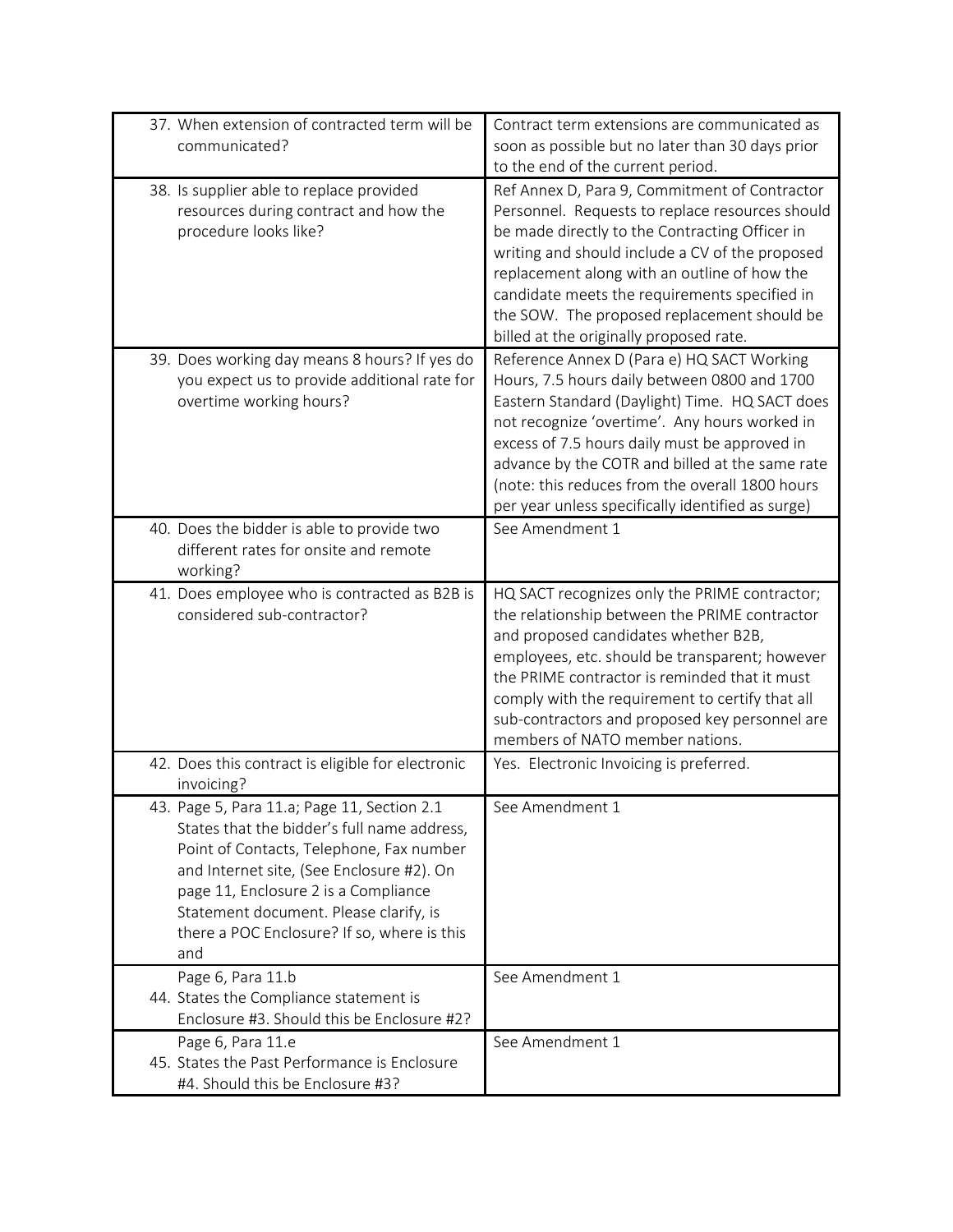| | |
|---|---|
| 37. When extension of contracted term will be communicated? | Contract term extensions are communicated as soon as possible but no later than 30 days prior to the end of the current period. |
| 38. Is supplier able to replace provided resources during contract and how the procedure looks like? | Ref Annex D, Para 9, Commitment of Contractor Personnel. Requests to replace resources should be made directly to the Contracting Officer in writing and should include a CV of the proposed replacement along with an outline of how the candidate meets the requirements specified in the SOW. The proposed replacement should be billed at the originally proposed rate. |
| 39. Does working day means 8 hours? If yes do you expect us to provide additional rate for overtime working hours? | Reference Annex D (Para e) HQ SACT Working Hours, 7.5 hours daily between 0800 and 1700 Eastern Standard (Daylight) Time. HQ SACT does not recognize 'overtime'. Any hours worked in excess of 7.5 hours daily must be approved in advance by the COTR and billed at the same rate (note: this reduces from the overall 1800 hours per year unless specifically identified as surge) |
| 40. Does the bidder is able to provide two different rates for onsite and remote working? | See Amendment 1 |
| 41. Does employee who is contracted as B2B is considered sub-contractor? | HQ SACT recognizes only the PRIME contractor; the relationship between the PRIME contractor and proposed candidates whether B2B, employees, etc. should be transparent; however the PRIME contractor is reminded that it must comply with the requirement to certify that all sub-contractors and proposed key personnel are members of NATO member nations. |
| 42. Does this contract is eligible for electronic invoicing? | Yes. Electronic Invoicing is preferred. |
| 43. Page 5, Para 11.a; Page 11, Section 2.1 States that the bidder's full name address, Point of Contacts, Telephone, Fax number and Internet site, (See Enclosure #2). On page 11, Enclosure 2 is a Compliance Statement document. Please clarify, is there a POC Enclosure? If so, where is this and | See Amendment 1 |
| Page 6, Para 11.b<br>44. States the Compliance statement is Enclosure #3. Should this be Enclosure #2? | See Amendment 1 |
| Page 6, Para 11.e<br>45. States the Past Performance is Enclosure #4. Should this be Enclosure #3? | See Amendment 1 |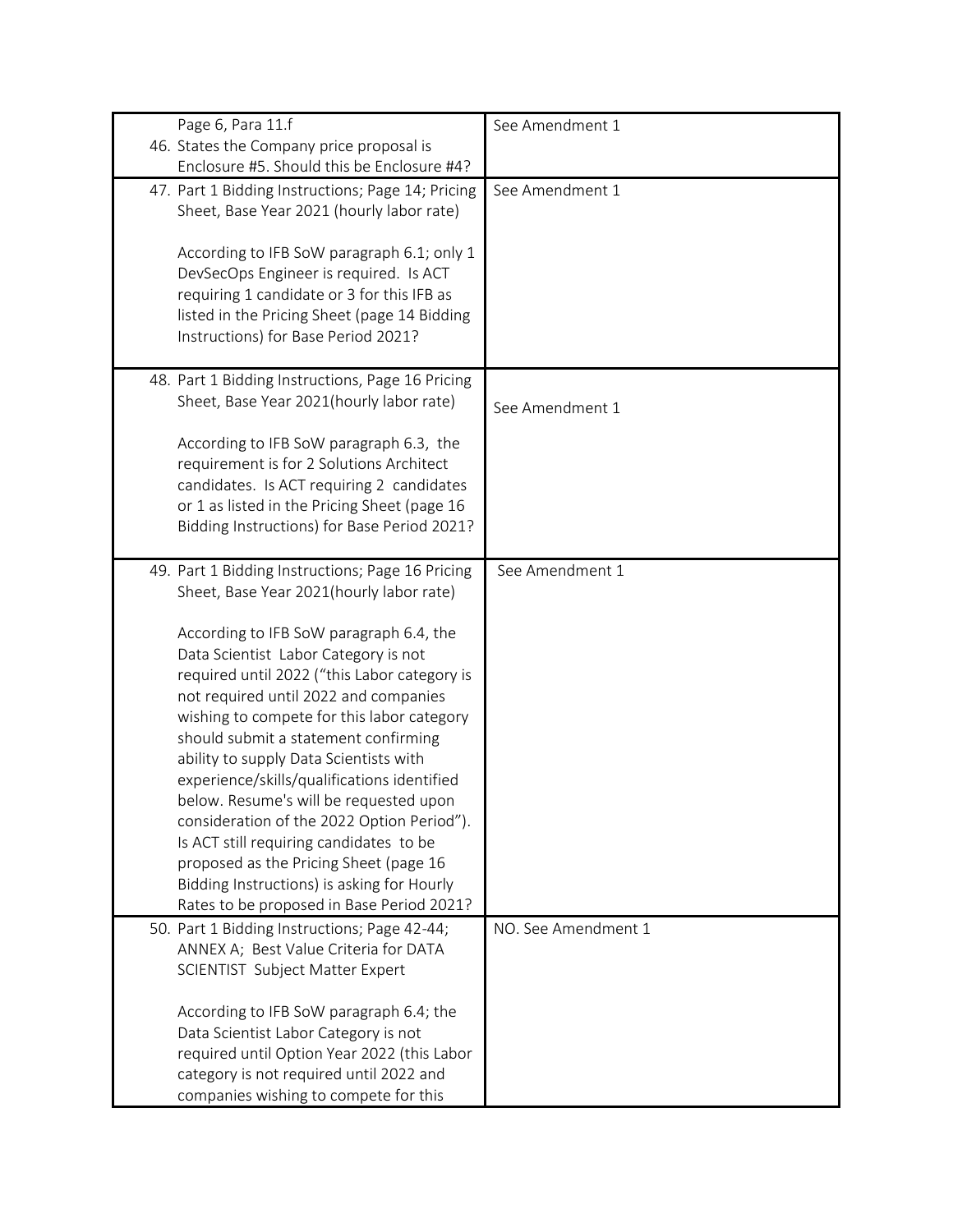| | |
|---|---|
| Page 6, Para 11.f<br>46. States the Company price proposal is Enclosure #5. Should this be Enclosure #4? | See Amendment 1 |
| 47. Part 1 Bidding Instructions; Page 14; Pricing Sheet, Base Year 2021 (hourly labor rate)<br><br>According to IFB SoW paragraph 6.1; only 1 DevSecOps Engineer is required. Is ACT requiring 1 candidate or 3 for this IFB as listed in the Pricing Sheet (page 14 Bidding Instructions) for Base Period 2021? | See Amendment 1 |
| 48. Part 1 Bidding Instructions, Page 16 Pricing Sheet, Base Year 2021(hourly labor rate)<br><br>According to IFB SoW paragraph 6.3, the requirement is for 2 Solutions Architect candidates. Is ACT requiring 2 candidates or 1 as listed in the Pricing Sheet (page 16 Bidding Instructions) for Base Period 2021? | See Amendment 1 |
| 49. Part 1 Bidding Instructions; Page 16 Pricing Sheet, Base Year 2021(hourly labor rate)<br><br>According to IFB SoW paragraph 6.4, the Data Scientist Labor Category is not required until 2022 ("this Labor category is not required until 2022 and companies wishing to compete for this labor category should submit a statement confirming ability to supply Data Scientists with experience/skills/qualifications identified below. Resume's will be requested upon consideration of the 2022 Option Period"). Is ACT still requiring candidates to be proposed as the Pricing Sheet (page 16 Bidding Instructions) is asking for Hourly Rates to be proposed in Base Period 2021? | See Amendment 1 |
| 50. Part 1 Bidding Instructions; Page 42-44; ANNEX A; Best Value Criteria for DATA SCIENTIST Subject Matter Expert<br><br>According to IFB SoW paragraph 6.4; the Data Scientist Labor Category is not required until Option Year 2022 (this Labor category is not required until 2022 and companies wishing to compete for this | NO. See Amendment 1 |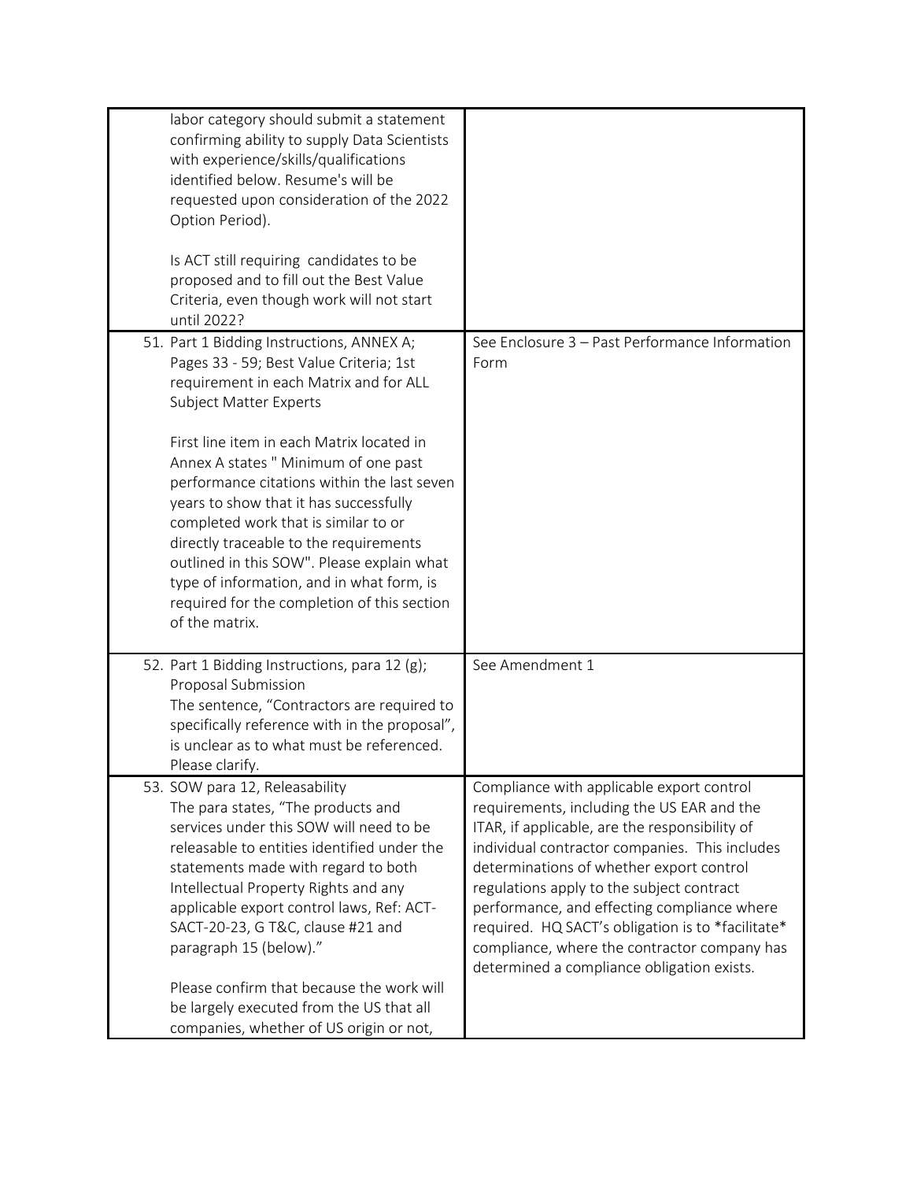| | |
|---|---|
| labor category should submit a statement confirming ability to supply Data Scientists with experience/skills/qualifications identified below. Resume's will be requested upon consideration of the 2022 Option Period).<br><br>Is ACT still requiring candidates to be proposed and to fill out the Best Value Criteria, even though work will not start until 2022? | |
| 51. Part 1 Bidding Instructions, ANNEX A; Pages 33 - 59; Best Value Criteria; 1st requirement in each Matrix and for ALL Subject Matter Experts<br><br>First line item in each Matrix located in Annex A states " Minimum of one past performance citations within the last seven years to show that it has successfully completed work that is similar to or directly traceable to the requirements outlined in this SOW". Please explain what type of information, and in what form, is required for the completion of this section of the matrix. | See Enclosure 3 – Past Performance Information Form |
| 52. Part 1 Bidding Instructions, para 12 (g); Proposal Submission<br>The sentence, "Contractors are required to specifically reference with in the proposal", is unclear as to what must be referenced. Please clarify. | See Amendment 1 |
| 53. SOW para 12, Releasability<br>The para states, "The products and services under this SOW will need to be releasable to entities identified under the statements made with regard to both Intellectual Property Rights and any applicable export control laws, Ref: ACT-SACT-20-23, G T&C, clause #21 and paragraph 15 (below)."<br><br>Please confirm that because the work will be largely executed from the US that all companies, whether of US origin or not, | Compliance with applicable export control requirements, including the US EAR and the ITAR, if applicable, are the responsibility of individual contractor companies. This includes determinations of whether export control regulations apply to the subject contract performance, and effecting compliance where required. HQ SACT's obligation is to *facilitate* compliance, where the contractor company has determined a compliance obligation exists. |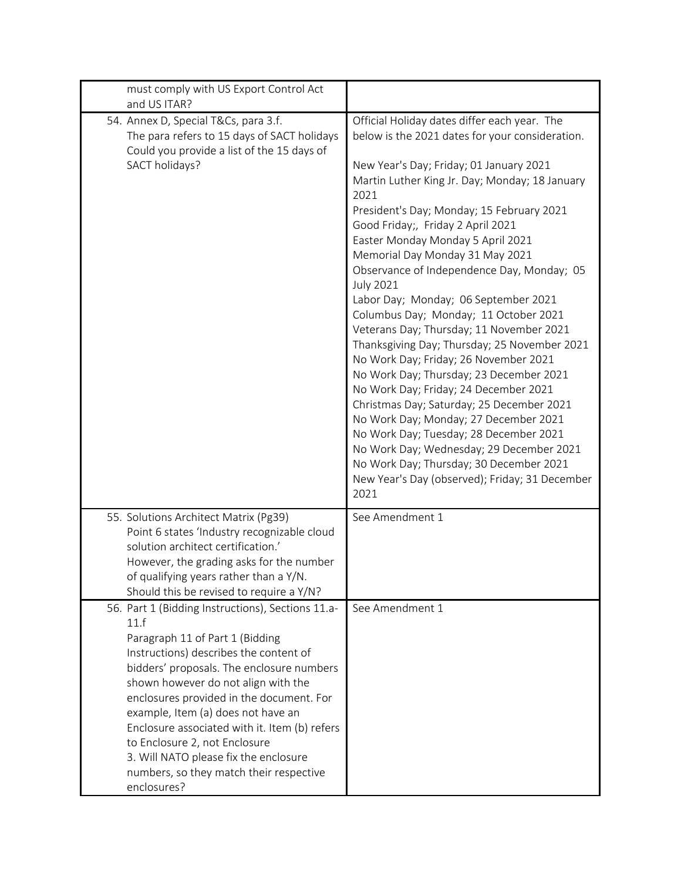| | |
|---|---|
| must comply with US Export Control Act and US ITAR? | |
| 54. Annex D, Special T&Cs, para 3.f. The para refers to 15 days of SACT holidays Could you provide a list of the 15 days of SACT holidays? | Official Holiday dates differ each year. The below is the 2021 dates for your consideration.<br><br>New Year's Day; Friday; 01 January 2021<br>Martin Luther King Jr. Day; Monday; 18 January 2021<br>President's Day; Monday; 15 February 2021<br>Good Friday;, Friday 2 April 2021<br>Easter Monday Monday 5 April 2021<br>Memorial Day Monday 31 May 2021<br>Observance of Independence Day, Monday; 05 July 2021<br>Labor Day; Monday; 06 September 2021<br>Columbus Day; Monday; 11 October 2021<br>Veterans Day; Thursday; 11 November 2021<br>Thanksgiving Day; Thursday; 25 November 2021<br>No Work Day; Friday; 26 November 2021<br>No Work Day; Thursday; 23 December 2021<br>No Work Day; Friday; 24 December 2021<br>Christmas Day; Saturday; 25 December 2021<br>No Work Day; Monday; 27 December 2021<br>No Work Day; Tuesday; 28 December 2021<br>No Work Day; Wednesday; 29 December 2021<br>No Work Day; Thursday; 30 December 2021<br>New Year's Day (observed); Friday; 31 December 2021 |
| 55. Solutions Architect Matrix (Pg39) Point 6 states 'Industry recognizable cloud solution architect certification.' However, the grading asks for the number of qualifying years rather than a Y/N. Should this be revised to require a Y/N? | See Amendment 1 |
| 56. Part 1 (Bidding Instructions), Sections 11.a-11.f Paragraph 11 of Part 1 (Bidding Instructions) describes the content of bidders' proposals. The enclosure numbers shown however do not align with the enclosures provided in the document. For example, Item (a) does not have an Enclosure associated with it. Item (b) refers to Enclosure 2, not Enclosure 3. Will NATO please fix the enclosure numbers, so they match their respective enclosures? | See Amendment 1 |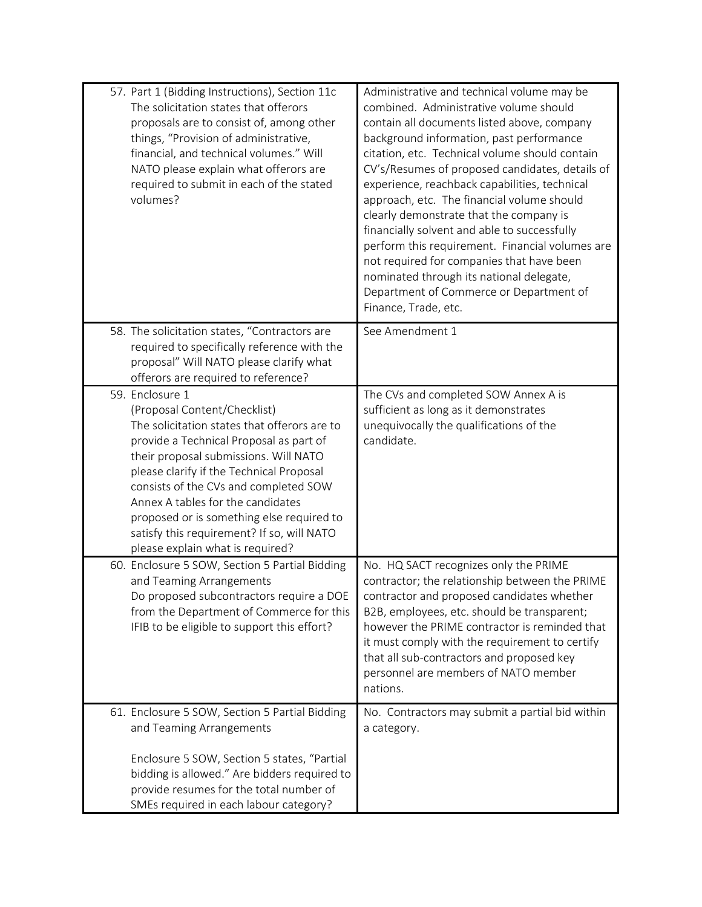| | |
|---|---|
| 57. Part 1 (Bidding Instructions), Section 11c The solicitation states that offerors proposals are to consist of, among other things, "Provision of administrative, financial, and technical volumes." Will NATO please explain what offerors are required to submit in each of the stated volumes? | Administrative and technical volume may be combined. Administrative volume should contain all documents listed above, company background information, past performance citation, etc. Technical volume should contain CV's/Resumes of proposed candidates, details of experience, reachback capabilities, technical approach, etc. The financial volume should clearly demonstrate that the company is financially solvent and able to successfully perform this requirement. Financial volumes are not required for companies that have been nominated through its national delegate, Department of Commerce or Department of Finance, Trade, etc. |
| 58. The solicitation states, "Contractors are required to specifically reference with the proposal" Will NATO please clarify what offerors are required to reference? | See Amendment 1 |
| 59. Enclosure 1 (Proposal Content/Checklist) The solicitation states that offerors are to provide a Technical Proposal as part of their proposal submissions. Will NATO please clarify if the Technical Proposal consists of the CVs and completed SOW Annex A tables for the candidates proposed or is something else required to satisfy this requirement? If so, will NATO please explain what is required? | The CVs and completed SOW Annex A is sufficient as long as it demonstrates unequivocally the qualifications of the candidate. |
| 60. Enclosure 5 SOW, Section 5 Partial Bidding and Teaming Arrangements Do proposed subcontractors require a DOE from the Department of Commerce for this IFIB to be eligible to support this effort? | No. HQ SACT recognizes only the PRIME contractor; the relationship between the PRIME contractor and proposed candidates whether B2B, employees, etc. should be transparent; however the PRIME contractor is reminded that it must comply with the requirement to certify that all sub-contractors and proposed key personnel are members of NATO member nations. |
| 61. Enclosure 5 SOW, Section 5 Partial Bidding and Teaming Arrangements<br><br>Enclosure 5 SOW, Section 5 states, "Partial bidding is allowed." Are bidders required to provide resumes for the total number of SMEs required in each labour category? | No. Contractors may submit a partial bid within a category. |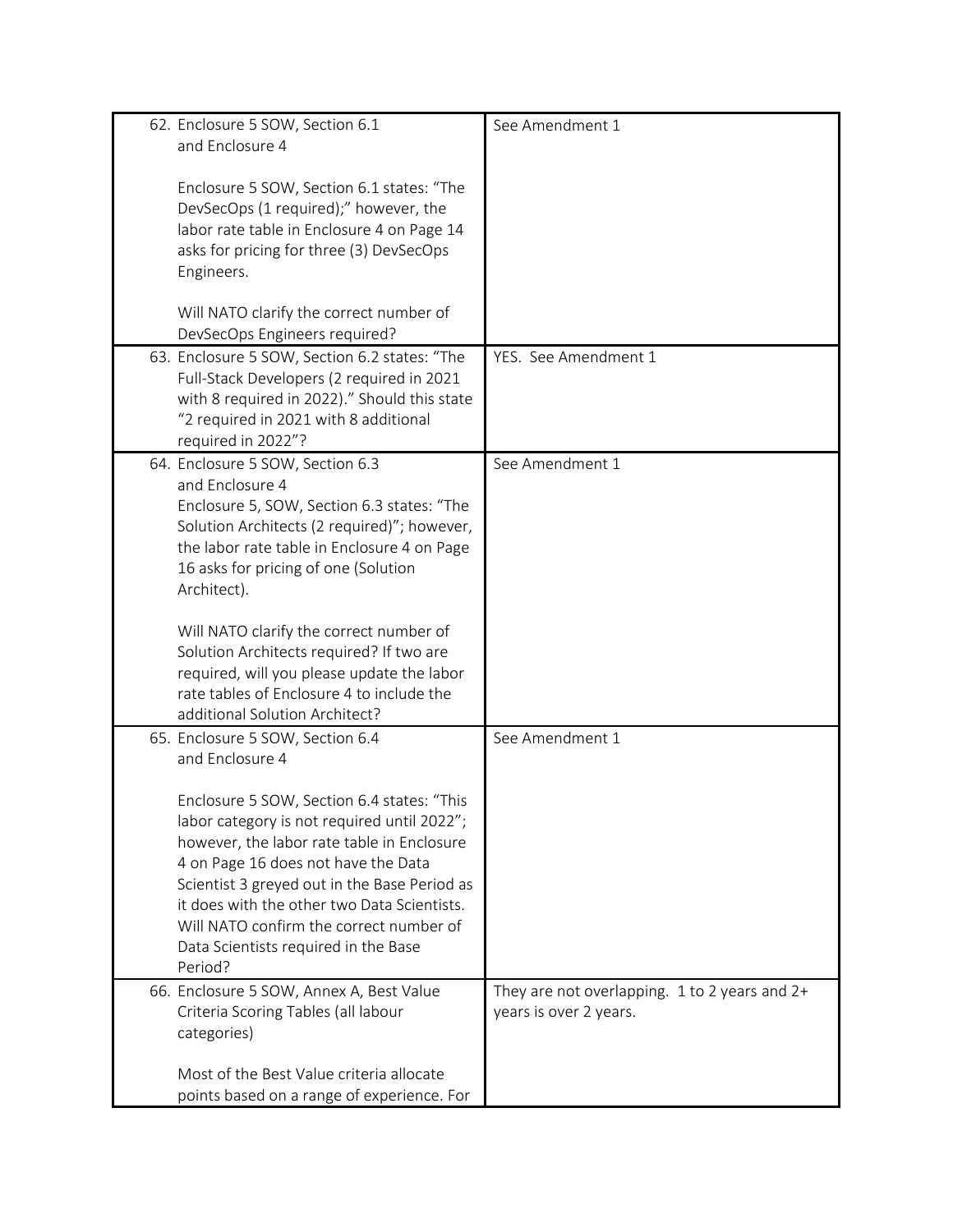| | |
|---|---|
| 62. Enclosure 5 SOW, Section 6.1 and Enclosure 4<br><br>Enclosure 5 SOW, Section 6.1 states: "The DevSecOps (1 required);" however, the labor rate table in Enclosure 4 on Page 14 asks for pricing for three (3) DevSecOps Engineers.<br><br>Will NATO clarify the correct number of DevSecOps Engineers required? | See Amendment 1 |
| 63. Enclosure 5 SOW, Section 6.2 states: "The Full-Stack Developers (2 required in 2021 with 8 required in 2022)." Should this state "2 required in 2021 with 8 additional required in 2022"? | YES. See Amendment 1 |
| 64. Enclosure 5 SOW, Section 6.3 and Enclosure 4<br>Enclosure 5, SOW, Section 6.3 states: "The Solution Architects (2 required)"; however, the labor rate table in Enclosure 4 on Page 16 asks for pricing of one (Solution Architect).<br><br>Will NATO clarify the correct number of Solution Architects required? If two are required, will you please update the labor rate tables of Enclosure 4 to include the additional Solution Architect? | See Amendment 1 |
| 65. Enclosure 5 SOW, Section 6.4 and Enclosure 4<br><br>Enclosure 5 SOW, Section 6.4 states: "This labor category is not required until 2022"; however, the labor rate table in Enclosure 4 on Page 16 does not have the Data Scientist 3 greyed out in the Base Period as it does with the other two Data Scientists. Will NATO confirm the correct number of Data Scientists required in the Base Period? | See Amendment 1 |
| 66. Enclosure 5 SOW, Annex A, Best Value Criteria Scoring Tables (all labour categories)<br><br>Most of the Best Value criteria allocate points based on a range of experience. For | They are not overlapping. 1 to 2 years and 2+ years is over 2 years. |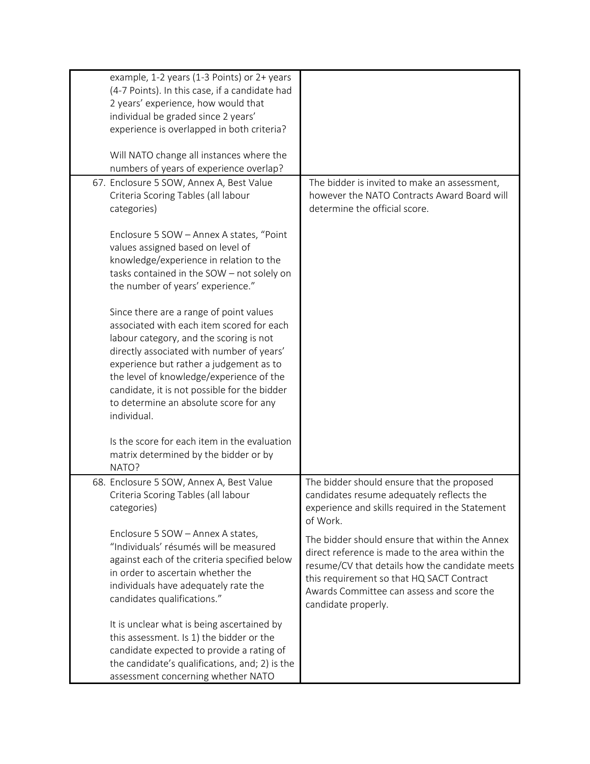| | |
|---|---|
| example, 1-2 years (1-3 Points) or 2+ years (4-7 Points). In this case, if a candidate had 2 years' experience, how would that individual be graded since 2 years' experience is overlapped in both criteria?<br><br>Will NATO change all instances where the numbers of years of experience overlap? | |
| 67. Enclosure 5 SOW, Annex A, Best Value Criteria Scoring Tables (all labour categories)<br><br>Enclosure 5 SOW – Annex A states, "Point values assigned based on level of knowledge/experience in relation to the tasks contained in the SOW – not solely on the number of years' experience."<br><br>Since there are a range of point values associated with each item scored for each labour category, and the scoring is not directly associated with number of years' experience but rather a judgement as to the level of knowledge/experience of the candidate, it is not possible for the bidder to determine an absolute score for any individual.<br><br>Is the score for each item in the evaluation matrix determined by the bidder or by NATO? | The bidder is invited to make an assessment, however the NATO Contracts Award Board will determine the official score. |
| 68. Enclosure 5 SOW, Annex A, Best Value Criteria Scoring Tables (all labour categories)<br><br>Enclosure 5 SOW – Annex A states, "Individuals' résumés will be measured against each of the criteria specified below in order to ascertain whether the individuals have adequately rate the candidates qualifications."<br><br>It is unclear what is being ascertained by this assessment. Is 1) the bidder or the candidate expected to provide a rating of the candidate's qualifications, and; 2) is the assessment concerning whether NATO | The bidder should ensure that the proposed candidates resume adequately reflects the experience and skills required in the Statement of Work.<br><br>The bidder should ensure that within the Annex direct reference is made to the area within the resume/CV that details how the candidate meets this requirement so that HQ SACT Contract Awards Committee can assess and score the candidate properly. |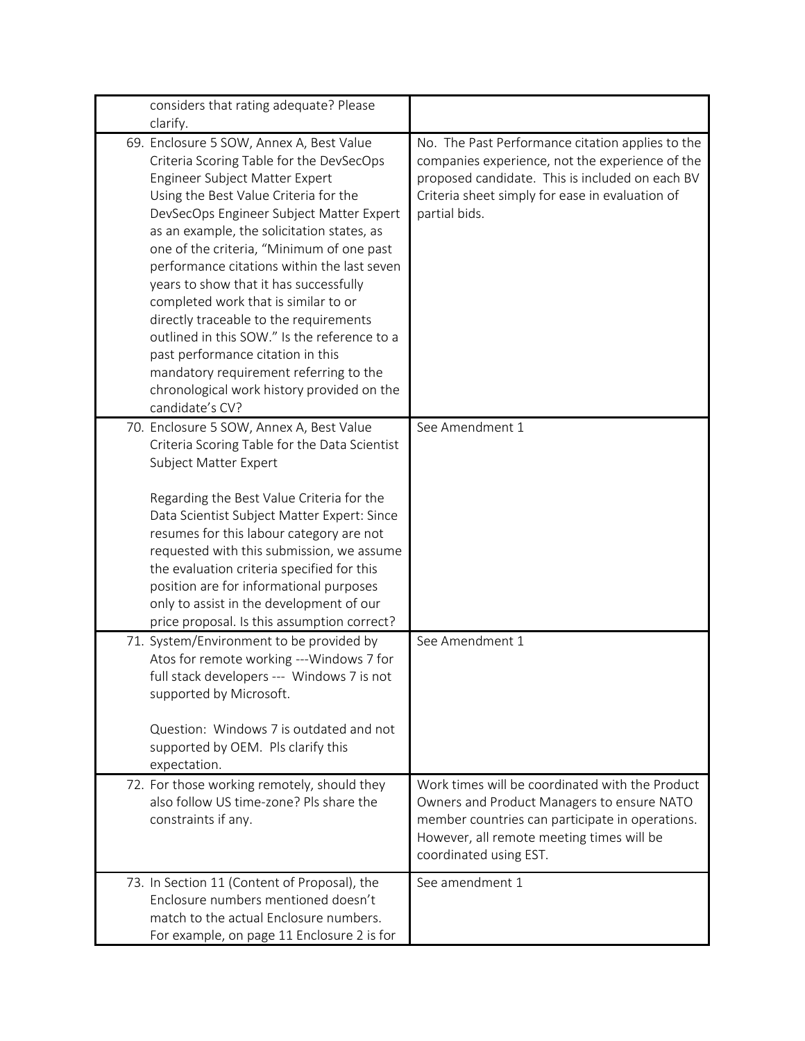| | |
|---|---|
| considers that rating adequate? Please clarify. | |
| 69. Enclosure 5 SOW, Annex A, Best Value Criteria Scoring Table for the DevSecOps Engineer Subject Matter Expert<br>Using the Best Value Criteria for the DevSecOps Engineer Subject Matter Expert as an example, the solicitation states, as one of the criteria, "Minimum of one past performance citations within the last seven years to show that it has successfully completed work that is similar to or directly traceable to the requirements outlined in this SOW." Is the reference to a past performance citation in this mandatory requirement referring to the chronological work history provided on the candidate's CV? | No. The Past Performance citation applies to the companies experience, not the experience of the proposed candidate. This is included on each BV Criteria sheet simply for ease in evaluation of partial bids. |
| 70. Enclosure 5 SOW, Annex A, Best Value Criteria Scoring Table for the Data Scientist Subject Matter Expert<br><br>Regarding the Best Value Criteria for the Data Scientist Subject Matter Expert: Since resumes for this labour category are not requested with this submission, we assume the evaluation criteria specified for this position are for informational purposes only to assist in the development of our price proposal. Is this assumption correct? | See Amendment 1 |
| 71. System/Environment to be provided by Atos for remote working ---Windows 7 for full stack developers --- Windows 7 is not supported by Microsoft.<br><br>Question: Windows 7 is outdated and not supported by OEM. Pls clarify this expectation. | See Amendment 1 |
| 72. For those working remotely, should they also follow US time-zone? Pls share the constraints if any. | Work times will be coordinated with the Product Owners and Product Managers to ensure NATO member countries can participate in operations. However, all remote meeting times will be coordinated using EST. |
| 73. In Section 11 (Content of Proposal), the Enclosure numbers mentioned doesn't match to the actual Enclosure numbers. For example, on page 11 Enclosure 2 is for | See amendment 1 |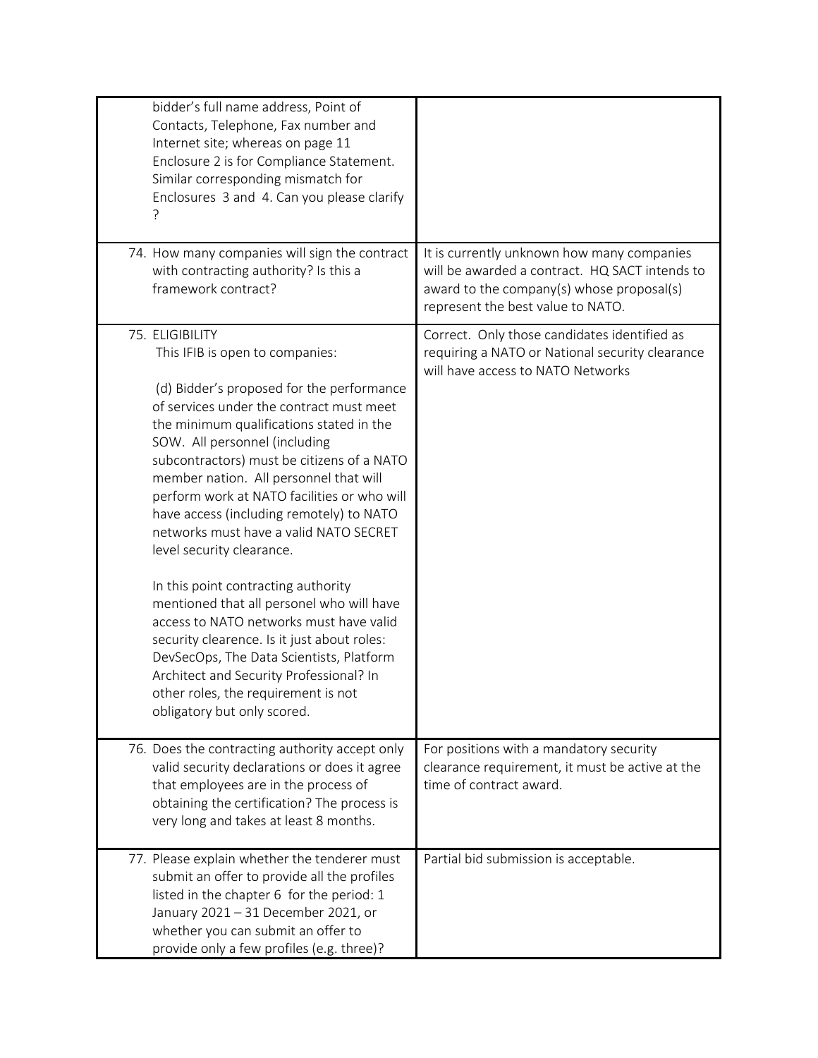| | |
|---|---|
| bidder's full name address, Point of Contacts, Telephone, Fax number and Internet site; whereas on page 11 Enclosure 2 is for Compliance Statement. Similar corresponding mismatch for Enclosures 3 and 4. Can you please clarify ? | |
| 74. How many companies will sign the contract with contracting authority? Is this a framework contract? | It is currently unknown how many companies will be awarded a contract. HQ SACT intends to award to the company(s) whose proposal(s) represent the best value to NATO. |
| 75. ELIGIBILITY<br>This IFIB is open to companies:<br><br>(d) Bidder's proposed for the performance of services under the contract must meet the minimum qualifications stated in the SOW. All personnel (including subcontractors) must be citizens of a NATO member nation. All personnel that will perform work at NATO facilities or who will have access (including remotely) to NATO networks must have a valid NATO SECRET level security clearance.<br><br>In this point contracting authority mentioned that all personel who will have access to NATO networks must have valid security clearence. Is it just about roles: DevSecOps, The Data Scientists, Platform Architect and Security Professional? In other roles, the requirement is not obligatory but only scored. | Correct. Only those candidates identified as requiring a NATO or National security clearance will have access to NATO Networks |
| 76. Does the contracting authority accept only valid security declarations or does it agree that employees are in the process of obtaining the certification? The process is very long and takes at least 8 months. | For positions with a mandatory security clearance requirement, it must be active at the time of contract award. |
| 77. Please explain whether the tenderer must submit an offer to provide all the profiles listed in the chapter 6 for the period: 1 January 2021 – 31 December 2021, or whether you can submit an offer to provide only a few profiles (e.g. three)? | Partial bid submission is acceptable. |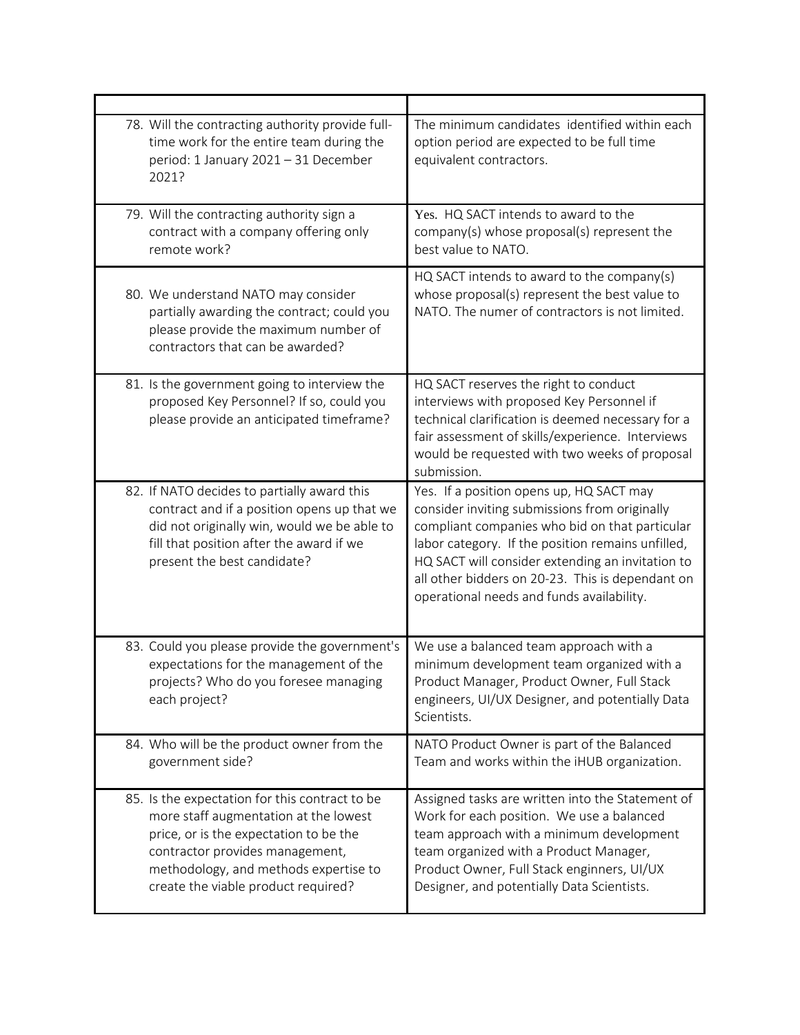| | |
|---|---|
| 78. Will the contracting authority provide full-time work for the entire team during the period: 1 January 2021 – 31 December 2021? | The minimum candidates identified within each option period are expected to be full time equivalent contractors. |
| 79. Will the contracting authority sign a contract with a company offering only remote work? | Yes. HQ SACT intends to award to the company(s) whose proposal(s) represent the best value to NATO. |
| 80. We understand NATO may consider partially awarding the contract; could you please provide the maximum number of contractors that can be awarded? | HQ SACT intends to award to the company(s) whose proposal(s) represent the best value to NATO. The numer of contractors is not limited. |
| 81. Is the government going to interview the proposed Key Personnel? If so, could you please provide an anticipated timeframe? | HQ SACT reserves the right to conduct interviews with proposed Key Personnel if technical clarification is deemed necessary for a fair assessment of skills/experience. Interviews would be requested with two weeks of proposal submission. |
| 82. If NATO decides to partially award this contract and if a position opens up that we did not originally win, would we be able to fill that position after the award if we present the best candidate? | Yes. If a position opens up, HQ SACT may consider inviting submissions from originally compliant companies who bid on that particular labor category. If the position remains unfilled, HQ SACT will consider extending an invitation to all other bidders on 20-23. This is dependant on operational needs and funds availability. |
| 83. Could you please provide the government's expectations for the management of the projects? Who do you foresee managing each project? | We use a balanced team approach with a minimum development team organized with a Product Manager, Product Owner, Full Stack engineers, UI/UX Designer, and potentially Data Scientists. |
| 84. Who will be the product owner from the government side? | NATO Product Owner is part of the Balanced Team and works within the iHUB organization. |
| 85. Is the expectation for this contract to be more staff augmentation at the lowest price, or is the expectation to be the contractor provides management, methodology, and methods expertise to create the viable product required? | Assigned tasks are written into the Statement of Work for each position. We use a balanced team approach with a minimum development team organized with a Product Manager, Product Owner, Full Stack enginners, UI/UX Designer, and potentially Data Scientists. |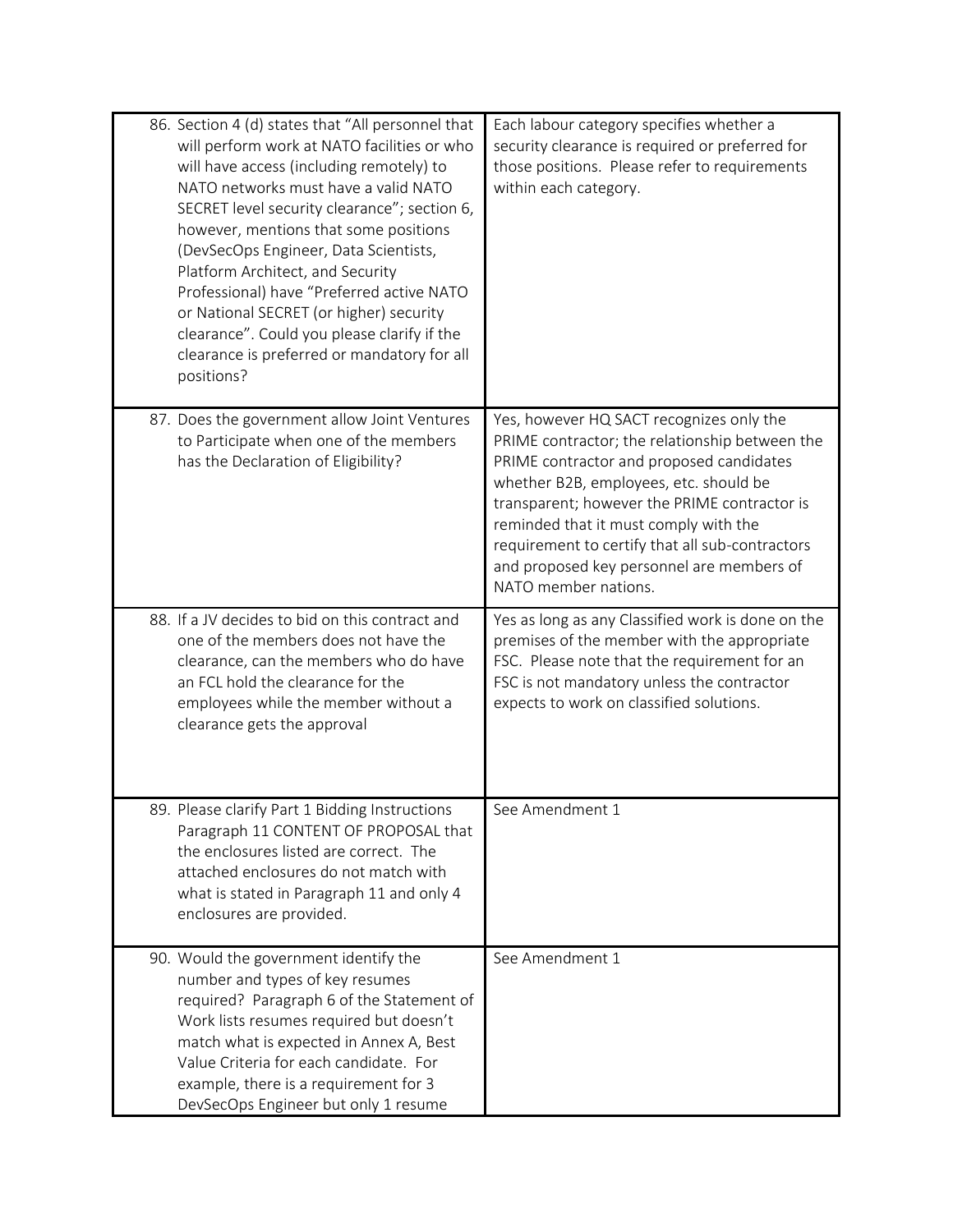| | |
|---|---|
| 86. Section 4 (d) states that "All personnel that will perform work at NATO facilities or who will have access (including remotely) to NATO networks must have a valid NATO SECRET level security clearance"; section 6, however, mentions that some positions (DevSecOps Engineer, Data Scientists, Platform Architect, and Security Professional) have "Preferred active NATO or National SECRET (or higher) security clearance". Could you please clarify if the clearance is preferred or mandatory for all positions? | Each labour category specifies whether a security clearance is required or preferred for those positions. Please refer to requirements within each category. |
| 87. Does the government allow Joint Ventures to Participate when one of the members has the Declaration of Eligibility? | Yes, however HQ SACT recognizes only the PRIME contractor; the relationship between the PRIME contractor and proposed candidates whether B2B, employees, etc. should be transparent; however the PRIME contractor is reminded that it must comply with the requirement to certify that all sub-contractors and proposed key personnel are members of NATO member nations. |
| 88. If a JV decides to bid on this contract and one of the members does not have the clearance, can the members who do have an FCL hold the clearance for the employees while the member without a clearance gets the approval | Yes as long as any Classified work is done on the premises of the member with the appropriate FSC. Please note that the requirement for an FSC is not mandatory unless the contractor expects to work on classified solutions. |
| 89. Please clarify Part 1 Bidding Instructions Paragraph 11 CONTENT OF PROPOSAL that the enclosures listed are correct. The attached enclosures do not match with what is stated in Paragraph 11 and only 4 enclosures are provided. | See Amendment 1 |
| 90. Would the government identify the number and types of key resumes required? Paragraph 6 of the Statement of Work lists resumes required but doesn't match what is expected in Annex A, Best Value Criteria for each candidate. For example, there is a requirement for 3 DevSecOps Engineer but only 1 resume | See Amendment 1 |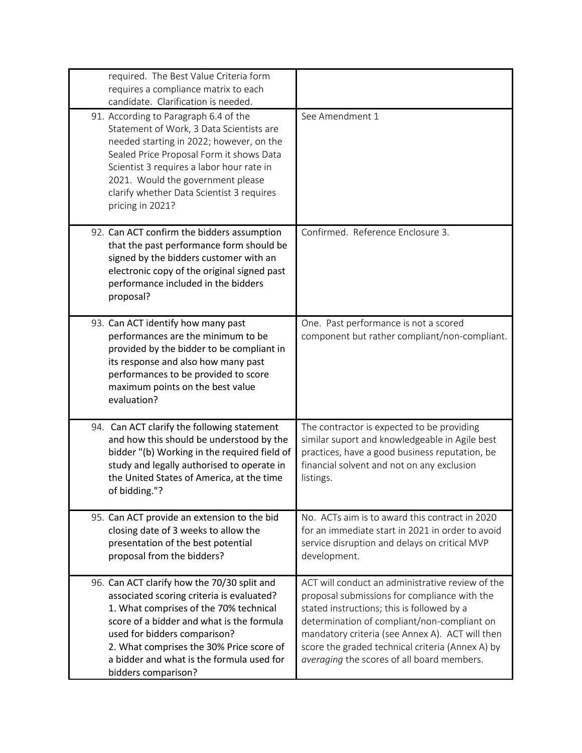| | |
|---|---|
| required. The Best Value Criteria form requires a compliance matrix to each candidate. Clarification is needed. | |
| 91. According to Paragraph 6.4 of the Statement of Work, 3 Data Scientists are needed starting in 2022; however, on the Sealed Price Proposal Form it shows Data Scientist 3 requires a labor hour rate in 2021. Would the government please clarify whether Data Scientist 3 requires pricing in 2021? | See Amendment 1 |
| 92. Can ACT confirm the bidders assumption that the past performance form should be signed by the bidders customer with an electronic copy of the original signed past performance included in the bidders proposal? | Confirmed. Reference Enclosure 3. |
| 93. Can ACT identify how many past performances are the minimum to be provided by the bidder to be compliant in its response and also how many past performances to be provided to score maximum points on the best value evaluation? | One. Past performance is not a scored component but rather compliant/non-compliant. |
| 94. Can ACT clarify the following statement and how this should be understood by the bidder "(b) Working in the required field of study and legally authorised to operate in the United States of America, at the time of bidding."? | The contractor is expected to be providing similar suport and knowledgeable in Agile best practices, have a good business reputation, be financial solvent and not on any exclusion listings. |
| 95. Can ACT provide an extension to the bid closing date of 3 weeks to allow the presentation of the best potential proposal from the bidders? | No. ACTs aim is to award this contract in 2020 for an immediate start in 2021 in order to avoid service disruption and delays on critical MVP development. |
| 96. Can ACT clarify how the 70/30 split and associated scoring criteria is evaluated?<br>1. What comprises of the 70% technical score of a bidder and what is the formula used for bidders comparison?<br>2. What comprises the 30% Price score of a bidder and what is the formula used for bidders comparison? | ACT will conduct an administrative review of the proposal submissions for compliance with the stated instructions; this is followed by a determination of compliant/non-compliant on mandatory criteria (see Annex A). ACT will then score the graded technical criteria (Annex A) by *averaging* the scores of all board members. |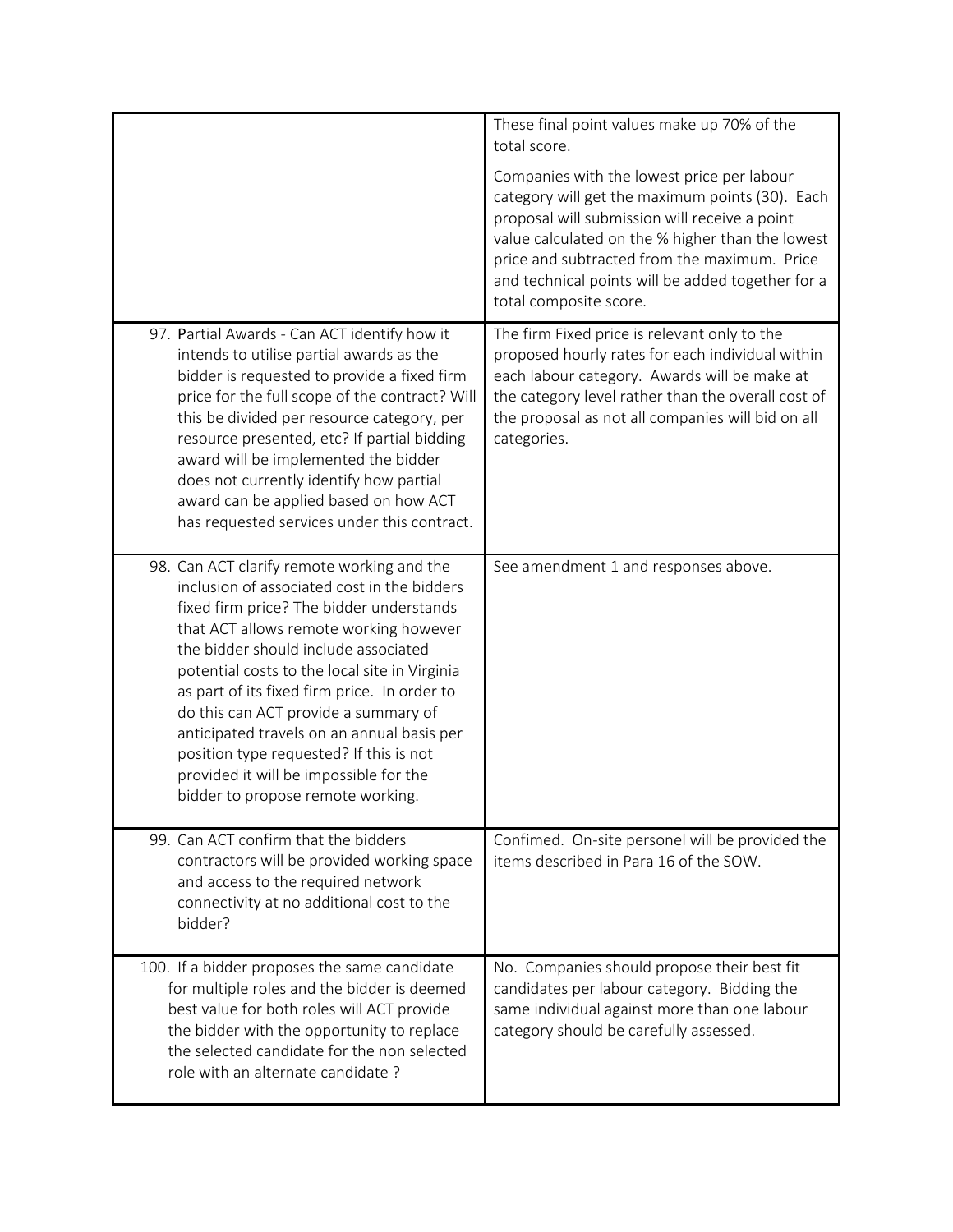| | |
|---|---|
| | These final point values make up 70% of the total score.<br><br>Companies with the lowest price per labour category will get the maximum points (30). Each proposal will submission will receive a point value calculated on the % higher than the lowest price and subtracted from the maximum. Price and technical points will be added together for a total composite score. |
| 97. Partial Awards - Can ACT identify how it intends to utilise partial awards as the bidder is requested to provide a fixed firm price for the full scope of the contract? Will this be divided per resource category, per resource presented, etc? If partial bidding award will be implemented the bidder does not currently identify how partial award can be applied based on how ACT has requested services under this contract. | The firm Fixed price is relevant only to the proposed hourly rates for each individual within each labour category. Awards will be make at the category level rather than the overall cost of the proposal as not all companies will bid on all categories. |
| 98. Can ACT clarify remote working and the inclusion of associated cost in the bidders fixed firm price? The bidder understands that ACT allows remote working however the bidder should include associated potential costs to the local site in Virginia as part of its fixed firm price. In order to do this can ACT provide a summary of anticipated travels on an annual basis per position type requested? If this is not provided it will be impossible for the bidder to propose remote working. | See amendment 1 and responses above. |
| 99. Can ACT confirm that the bidders contractors will be provided working space and access to the required network connectivity at no additional cost to the bidder? | Confimed. On-site personel will be provided the items described in Para 16 of the SOW. |
| 100. If a bidder proposes the same candidate for multiple roles and the bidder is deemed best value for both roles will ACT provide the bidder with the opportunity to replace the selected candidate for the non selected role with an alternate candidate ? | No. Companies should propose their best fit candidates per labour category. Bidding the same individual against more than one labour category should be carefully assessed. |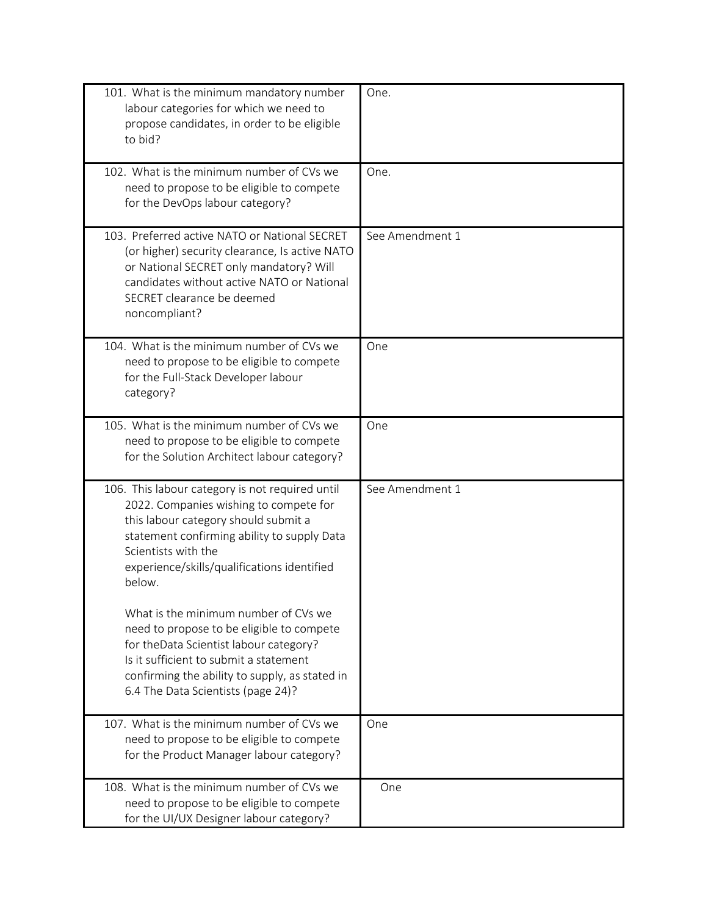| | |
|---|---|
| 101. What is the minimum mandatory number labour categories for which we need to propose candidates, in order to be eligible to bid? | One. |
| 102. What is the minimum number of CVs we need to propose to be eligible to compete for the DevOps labour category? | One. |
| 103. Preferred active NATO or National SECRET (or higher) security clearance, Is active NATO or National SECRET only mandatory? Will candidates without active NATO or National SECRET clearance be deemed noncompliant? | See Amendment 1 |
| 104. What is the minimum number of CVs we need to propose to be eligible to compete for the Full-Stack Developer labour category? | One |
| 105. What is the minimum number of CVs we need to propose to be eligible to compete for the Solution Architect labour category? | One |
| 106. This labour category is not required until 2022. Companies wishing to compete for this labour category should submit a statement confirming ability to supply Data Scientists with the experience/skills/qualifications identified below.<br><br>What is the minimum number of CVs we need to propose to be eligible to compete for theData Scientist labour category? Is it sufficient to submit a statement confirming the ability to supply, as stated in 6.4 The Data Scientists (page 24)? | See Amendment 1 |
| 107. What is the minimum number of CVs we need to propose to be eligible to compete for the Product Manager labour category? | One |
| 108. What is the minimum number of CVs we need to propose to be eligible to compete for the UI/UX Designer labour category? | One |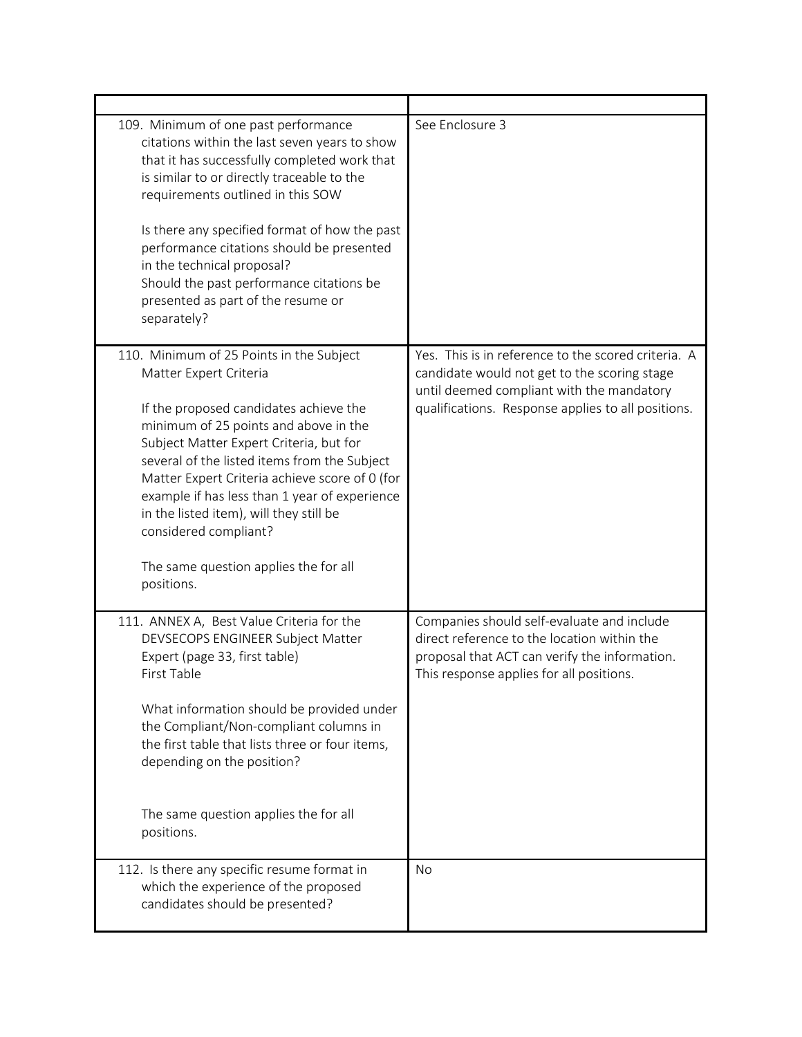| | |
|---|---|
| 109. Minimum of one past performance citations within the last seven years to show that it has successfully completed work that is similar to or directly traceable to the requirements outlined in this SOW<br><br>Is there any specified format of how the past performance citations should be presented in the technical proposal?<br>Should the past performance citations be presented as part of the resume or separately? | See Enclosure 3 |
| 110. Minimum of 25 Points in the Subject Matter Expert Criteria<br><br>If the proposed candidates achieve the minimum of 25 points and above in the Subject Matter Expert Criteria, but for several of the listed items from the Subject Matter Expert Criteria achieve score of 0 (for example if has less than 1 year of experience in the listed item), will they still be considered compliant?<br><br>The same question applies the for all positions. | Yes. This is in reference to the scored criteria. A candidate would not get to the scoring stage until deemed compliant with the mandatory qualifications. Response applies to all positions. |
| 111. ANNEX A, Best Value Criteria for the DEVSECOPS ENGINEER Subject Matter Expert (page 33, first table)<br>First Table<br><br>What information should be provided under the Compliant/Non-compliant columns in the first table that lists three or four items, depending on the position?<br><br>The same question applies the for all positions. | Companies should self-evaluate and include direct reference to the location within the proposal that ACT can verify the information. This response applies for all positions. |
| 112. Is there any specific resume format in which the experience of the proposed candidates should be presented? | No |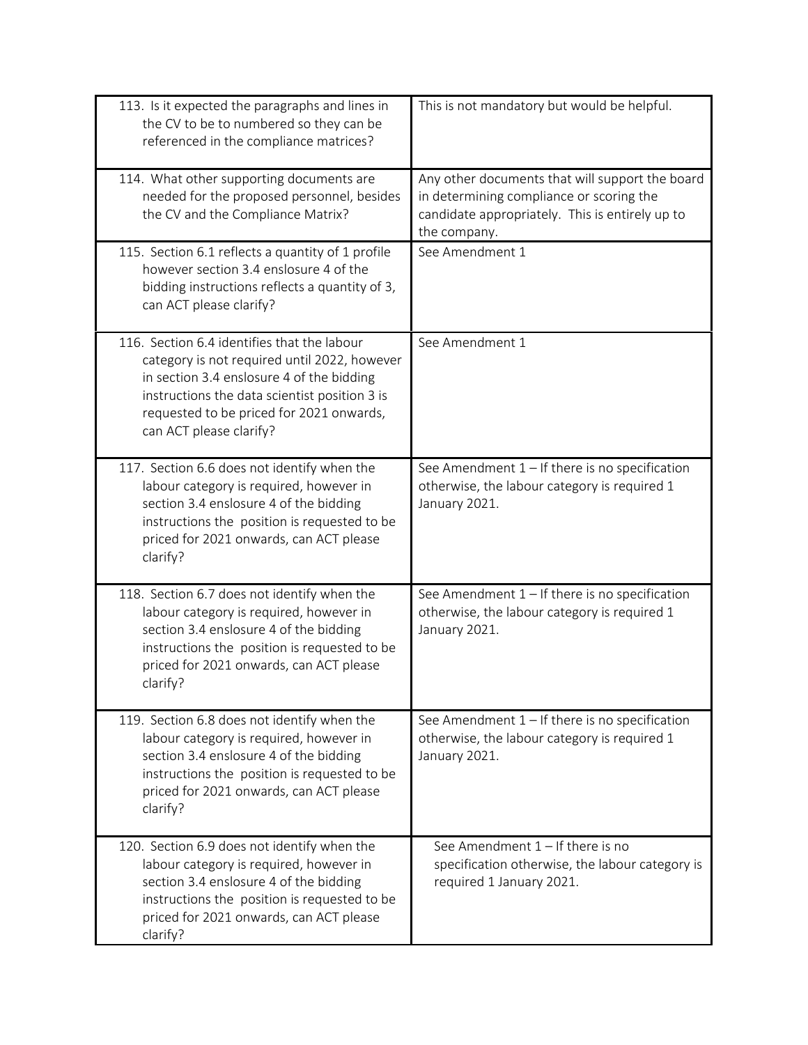| | |
|---|---|
| 113. Is it expected the paragraphs and lines in the CV to be to numbered so they can be referenced in the compliance matrices? | This is not mandatory but would be helpful. |
| 114. What other supporting documents are needed for the proposed personnel, besides the CV and the Compliance Matrix? | Any other documents that will support the board in determining compliance or scoring the candidate appropriately. This is entirely up to the company. |
| 115. Section 6.1 reflects a quantity of 1 profile however section 3.4 enslosure 4 of the bidding instructions reflects a quantity of 3, can ACT please clarify? | See Amendment 1 |
| 116. Section 6.4 identifies that the labour category is not required until 2022, however in section 3.4 enslosure 4 of the bidding instructions the data scientist position 3 is requested to be priced for 2021 onwards, can ACT please clarify? | See Amendment 1 |
| 117. Section 6.6 does not identify when the labour category is required, however in section 3.4 enslosure 4 of the bidding instructions the position is requested to be priced for 2021 onwards, can ACT please clarify? | See Amendment 1 – If there is no specification otherwise, the labour category is required 1 January 2021. |
| 118. Section 6.7 does not identify when the labour category is required, however in section 3.4 enslosure 4 of the bidding instructions the position is requested to be priced for 2021 onwards, can ACT please clarify? | See Amendment 1 – If there is no specification otherwise, the labour category is required 1 January 2021. |
| 119. Section 6.8 does not identify when the labour category is required, however in section 3.4 enslosure 4 of the bidding instructions the position is requested to be priced for 2021 onwards, can ACT please clarify? | See Amendment 1 – If there is no specification otherwise, the labour category is required 1 January 2021. |
| 120. Section 6.9 does not identify when the labour category is required, however in section 3.4 enslosure 4 of the bidding instructions the position is requested to be priced for 2021 onwards, can ACT please clarify? | See Amendment 1 – If there is no specification otherwise, the labour category is required 1 January 2021. |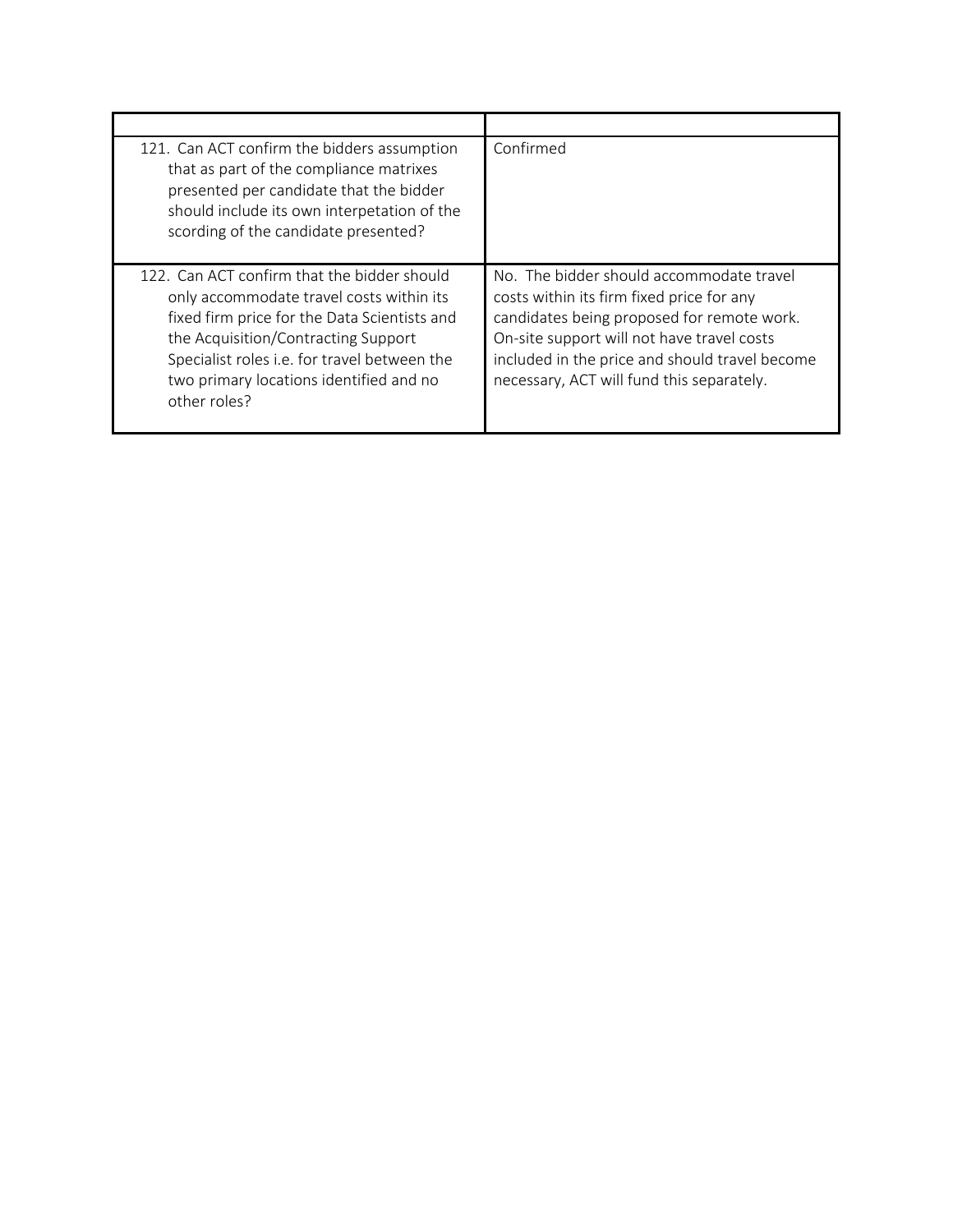| | |
|---|---|
| 121. Can ACT confirm the bidders assumption that as part of the compliance matrixes presented per candidate that the bidder should include its own interpetation of the scording of the candidate presented? | Confirmed |
| 122. Can ACT confirm that the bidder should only accommodate travel costs within its fixed firm price for the Data Scientists and the Acquisition/Contracting Support Specialist roles i.e. for travel between the two primary locations identified and no other roles? | No. The bidder should accommodate travel costs within its firm fixed price for any candidates being proposed for remote work. On-site support will not have travel costs included in the price and should travel become necessary, ACT will fund this separately. |